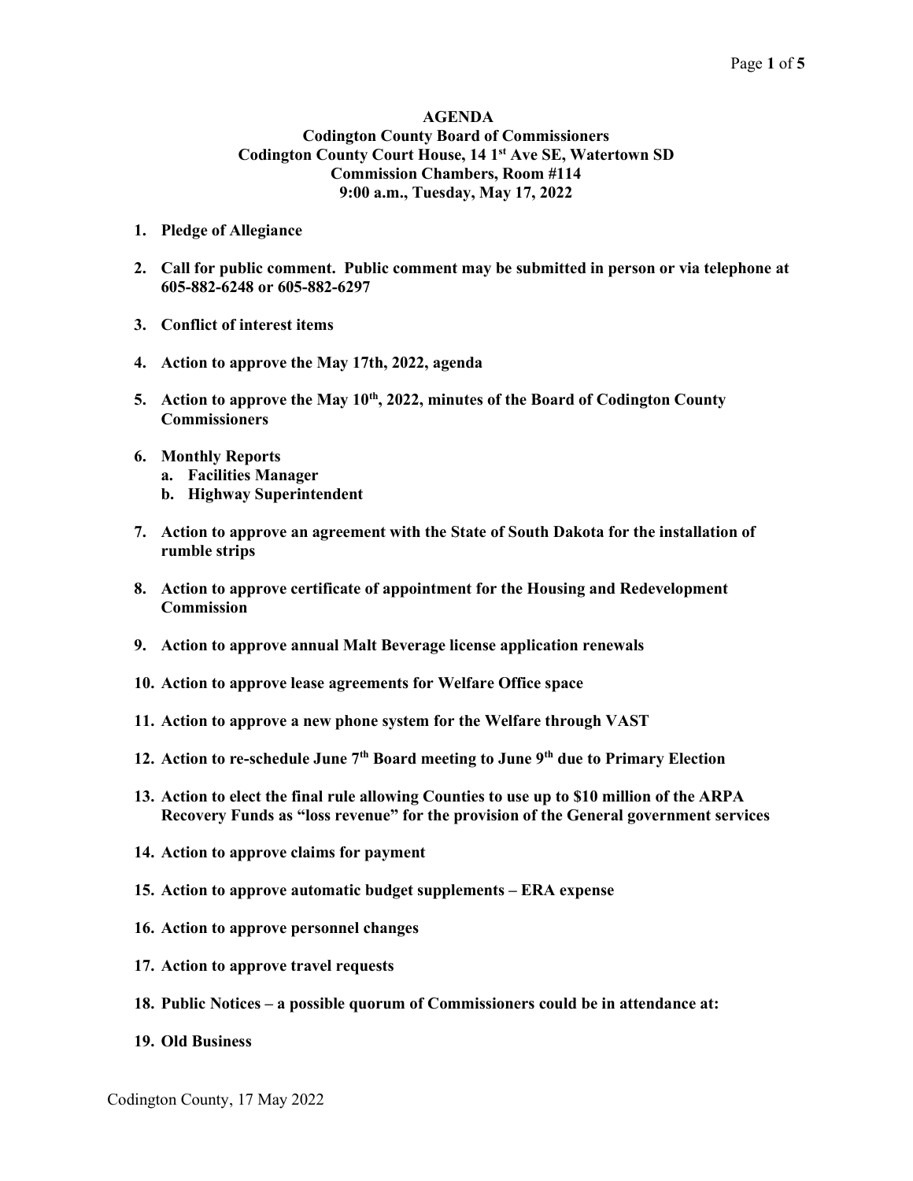# AGENDA

## Codington County Board of Commissioners
## Codington County Court House, 14 1st Ave SE, Watertown SD
## Commission Chambers, Room #114
## 9:00 a.m., Tuesday, May 17, 2022

1. **Pledge of Allegiance**

2. **Call for public comment. Public comment may be submitted in person or via telephone at 605-882-6248 or 605-882-6297**

3. **Conflict of interest items**

4. **Action to approve the May 17th, 2022, agenda**

5. **Action to approve the May 10th, 2022, minutes of the Board of Codington County Commissioners**

6. **Monthly Reports**
   a. **Facilities Manager**
   b. **Highway Superintendent**

7. **Action to approve an agreement with the State of South Dakota for the installation of rumble strips**

8. **Action to approve certificate of appointment for the Housing and Redevelopment Commission**

9. **Action to approve annual Malt Beverage license application renewals**

10. **Action to approve lease agreements for Welfare Office space**

11. **Action to approve a new phone system for the Welfare through VAST**

12. **Action to re-schedule June 7th Board meeting to June 9th due to Primary Election**

13. **Action to elect the final rule allowing Counties to use up to $10 million of the ARPA Recovery Funds as "loss revenue" for the provision of the General government services**

14. **Action to approve claims for payment**

15. **Action to approve automatic budget supplements – ERA expense**

16. **Action to approve personnel changes**

17. **Action to approve travel requests**

18. **Public Notices – a possible quorum of Commissioners could be in attendance at:**

19. **Old Business**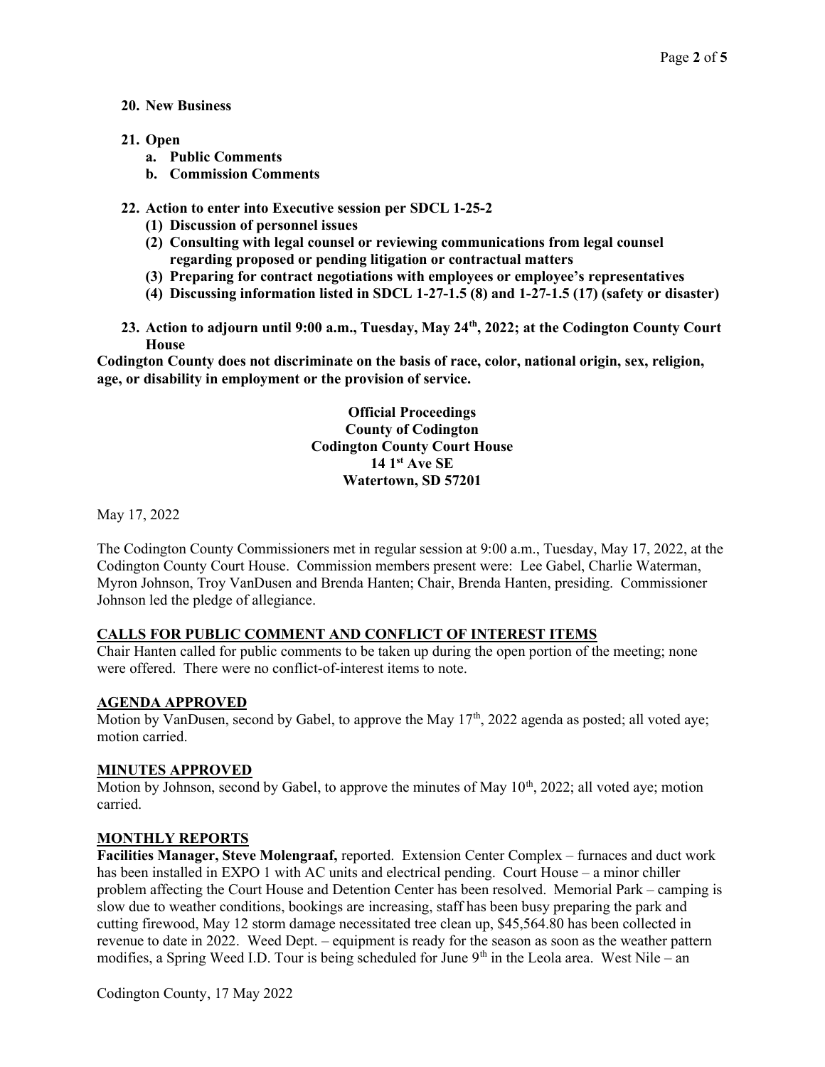**20. New Business**

**21. Open**

- **a. Public Comments**
- **b. Commission Comments**

**22. Action to enter into Executive session per SDCL 1-25-2**

- **(1) Discussion of personnel issues**
- **(2) Consulting with legal counsel or reviewing communications from legal counsel regarding proposed or pending litigation or contractual matters**
- **(3) Preparing for contract negotiations with employees or employee's representatives**
- **(4) Discussing information listed in SDCL 1-27-1.5 (8) and 1-27-1.5 (17) (safety or disaster)**

**23. Action to adjourn until 9:00 a.m., Tuesday, May 24th, 2022; at the Codington County Court House**

**Codington County does not discriminate on the basis of race, color, national origin, sex, religion, age, or disability in employment or the provision of service.**

**Official Proceedings**
**County of Codington**
**Codington County Court House**
**14 1st Ave SE**
**Watertown, SD 57201**

May 17, 2022

The Codington County Commissioners met in regular session at 9:00 a.m., Tuesday, May 17, 2022, at the Codington County Court House. Commission members present were: Lee Gabel, Charlie Waterman, Myron Johnson, Troy VanDusen and Brenda Hanten; Chair, Brenda Hanten, presiding. Commissioner Johnson led the pledge of allegiance.

## CALLS FOR PUBLIC COMMENT AND CONFLICT OF INTEREST ITEMS

Chair Hanten called for public comments to be taken up during the open portion of the meeting; none were offered. There were no conflict-of-interest items to note.

## AGENDA APPROVED

Motion by VanDusen, second by Gabel, to approve the May 17th, 2022 agenda as posted; all voted aye; motion carried.

## MINUTES APPROVED

Motion by Johnson, second by Gabel, to approve the minutes of May 10th, 2022; all voted aye; motion carried.

## MONTHLY REPORTS

**Facilities Manager, Steve Molengraaf,** reported. Extension Center Complex – furnaces and duct work has been installed in EXPO 1 with AC units and electrical pending. Court House – a minor chiller problem affecting the Court House and Detention Center has been resolved. Memorial Park – camping is slow due to weather conditions, bookings are increasing, staff has been busy preparing the park and cutting firewood, May 12 storm damage necessitated tree clean up, $45,564.80 has been collected in revenue to date in 2022. Weed Dept. – equipment is ready for the season as soon as the weather pattern modifies, a Spring Weed I.D. Tour is being scheduled for June 9th in the Leola area. West Nile – an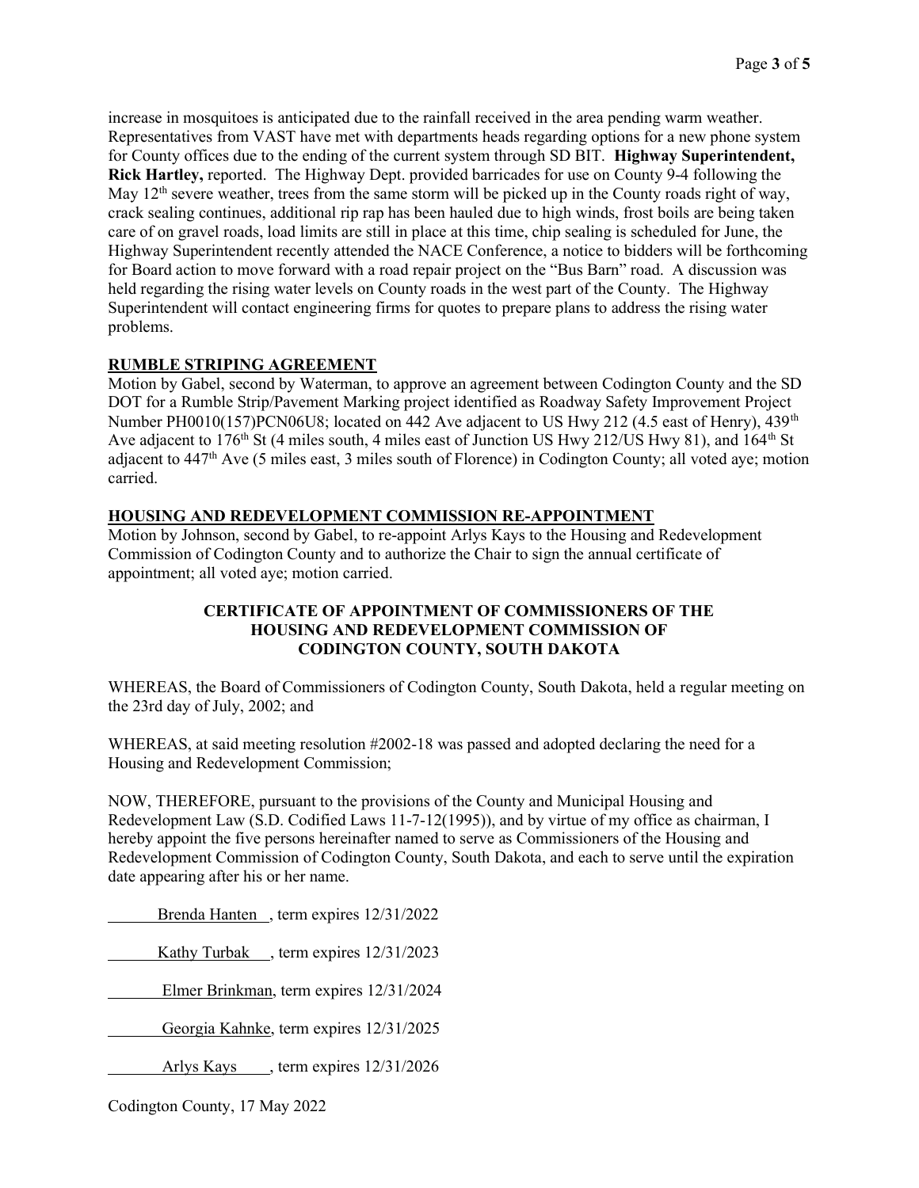increase in mosquitoes is anticipated due to the rainfall received in the area pending warm weather. Representatives from VAST have met with departments heads regarding options for a new phone system for County offices due to the ending of the current system through SD BIT. **Highway Superintendent, Rick Hartley,** reported. The Highway Dept. provided barricades for use on County 9-4 following the May 12th severe weather, trees from the same storm will be picked up in the County roads right of way, crack sealing continues, additional rip rap has been hauled due to high winds, frost boils are being taken care of on gravel roads, load limits are still in place at this time, chip sealing is scheduled for June, the Highway Superintendent recently attended the NACE Conference, a notice to bidders will be forthcoming for Board action to move forward with a road repair project on the "Bus Barn" road. A discussion was held regarding the rising water levels on County roads in the west part of the County. The Highway Superintendent will contact engineering firms for quotes to prepare plans to address the rising water problems.

**RUMBLE STRIPING AGREEMENT**

Motion by Gabel, second by Waterman, to approve an agreement between Codington County and the SD DOT for a Rumble Strip/Pavement Marking project identified as Roadway Safety Improvement Project Number PH0010(157)PCN06U8; located on 442 Ave adjacent to US Hwy 212 (4.5 east of Henry), 439th Ave adjacent to 176th St (4 miles south, 4 miles east of Junction US Hwy 212/US Hwy 81), and 164th St adjacent to 447th Ave (5 miles east, 3 miles south of Florence) in Codington County; all voted aye; motion carried.

**HOUSING AND REDEVELOPMENT COMMISSION RE-APPOINTMENT**

Motion by Johnson, second by Gabel, to re-appoint Arlys Kays to the Housing and Redevelopment Commission of Codington County and to authorize the Chair to sign the annual certificate of appointment; all voted aye; motion carried.

**CERTIFICATE OF APPOINTMENT OF COMMISSIONERS OF THE HOUSING AND REDEVELOPMENT COMMISSION OF CODINGTON COUNTY, SOUTH DAKOTA**

WHEREAS, the Board of Commissioners of Codington County, South Dakota, held a regular meeting on the 23rd day of July, 2002; and

WHEREAS, at said meeting resolution #2002-18 was passed and adopted declaring the need for a Housing and Redevelopment Commission;

NOW, THEREFORE, pursuant to the provisions of the County and Municipal Housing and Redevelopment Law (S.D. Codified Laws 11-7-12(1995)), and by virtue of my office as chairman, I hereby appoint the five persons hereinafter named to serve as Commissioners of the Housing and Redevelopment Commission of Codington County, South Dakota, and each to serve until the expiration date appearing after his or her name.

Brenda Hanten, term expires 12/31/2022

Kathy Turbak, term expires 12/31/2023

Elmer Brinkman, term expires 12/31/2024

Georgia Kahnke, term expires 12/31/2025

Arlys Kays, term expires 12/31/2026

Codington County, 17 May 2022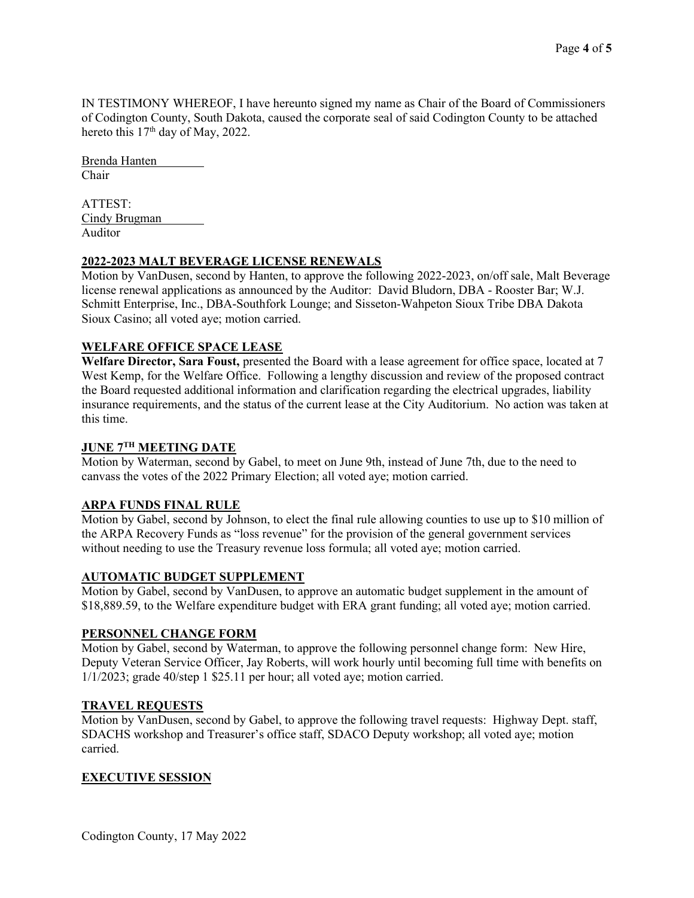IN TESTIMONY WHEREOF, I have hereunto signed my name as Chair of the Board of Commissioners of Codington County, South Dakota, caused the corporate seal of said Codington County to be attached hereto this 17th day of May, 2022.

Brenda Hanten
Chair

ATTEST:
Cindy Brugman
Auditor

## 2022-2023 MALT BEVERAGE LICENSE RENEWALS

Motion by VanDusen, second by Hanten, to approve the following 2022-2023, on/off sale, Malt Beverage license renewal applications as announced by the Auditor: David Bludorn, DBA - Rooster Bar; W.J. Schmitt Enterprise, Inc., DBA-Southfork Lounge; and Sisseton-Wahpeton Sioux Tribe DBA Dakota Sioux Casino; all voted aye; motion carried.

## WELFARE OFFICE SPACE LEASE

**Welfare Director, Sara Foust,** presented the Board with a lease agreement for office space, located at 7 West Kemp, for the Welfare Office. Following a lengthy discussion and review of the proposed contract the Board requested additional information and clarification regarding the electrical upgrades, liability insurance requirements, and the status of the current lease at the City Auditorium. No action was taken at this time.

## JUNE 7TH MEETING DATE

Motion by Waterman, second by Gabel, to meet on June 9th, instead of June 7th, due to the need to canvass the votes of the 2022 Primary Election; all voted aye; motion carried.

## ARPA FUNDS FINAL RULE

Motion by Gabel, second by Johnson, to elect the final rule allowing counties to use up to $10 million of the ARPA Recovery Funds as "loss revenue" for the provision of the general government services without needing to use the Treasury revenue loss formula; all voted aye; motion carried.

## AUTOMATIC BUDGET SUPPLEMENT

Motion by Gabel, second by VanDusen, to approve an automatic budget supplement in the amount of $18,889.59, to the Welfare expenditure budget with ERA grant funding; all voted aye; motion carried.

## PERSONNEL CHANGE FORM

Motion by Gabel, second by Waterman, to approve the following personnel change form: New Hire, Deputy Veteran Service Officer, Jay Roberts, will work hourly until becoming full time with benefits on 1/1/2023; grade 40/step 1 $25.11 per hour; all voted aye; motion carried.

## TRAVEL REQUESTS

Motion by VanDusen, second by Gabel, to approve the following travel requests: Highway Dept. staff, SDACHS workshop and Treasurer's office staff, SDACO Deputy workshop; all voted aye; motion carried.

## EXECUTIVE SESSION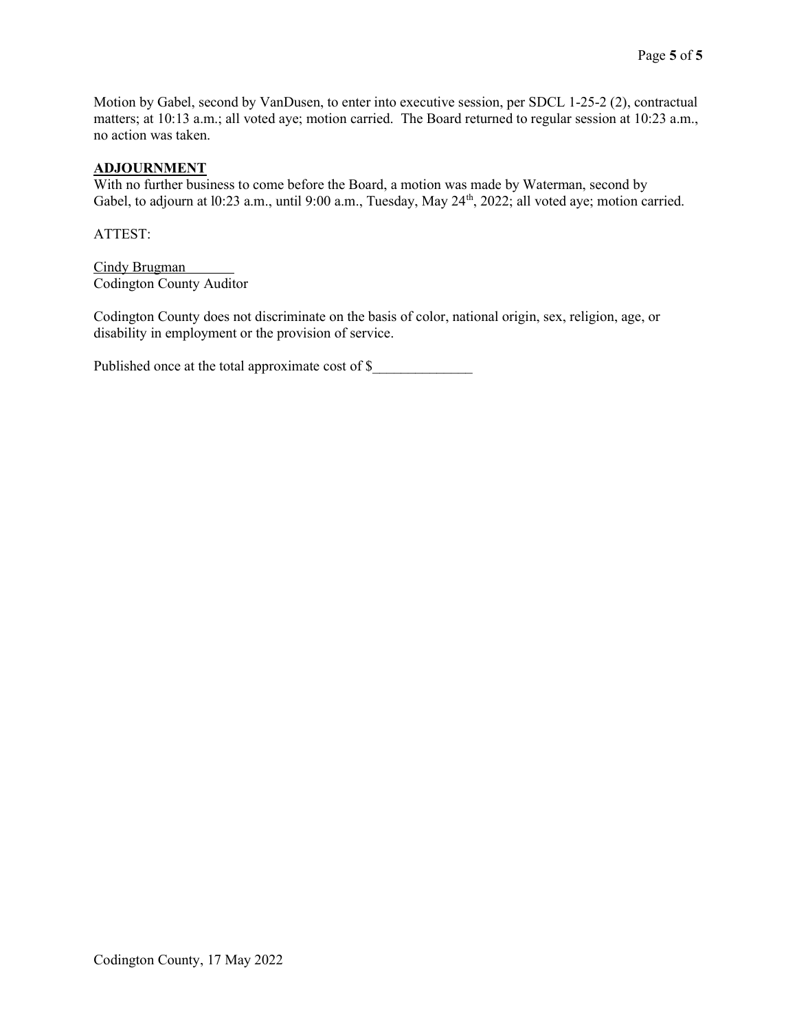Motion by Gabel, second by VanDusen, to enter into executive session, per SDCL 1-25-2 (2), contractual matters; at 10:13 a.m.; all voted aye; motion carried. The Board returned to regular session at 10:23 a.m., no action was taken.

**ADJOURNMENT**

With no further business to come before the Board, a motion was made by Waterman, second by Gabel, to adjourn at l0:23 a.m., until 9:00 a.m., Tuesday, May 24th, 2022; all voted aye; motion carried.

ATTEST:

Cindy Brugman
Codington County Auditor

Codington County does not discriminate on the basis of color, national origin, sex, religion, age, or disability in employment or the provision of service.

Published once at the total approximate cost of $______________